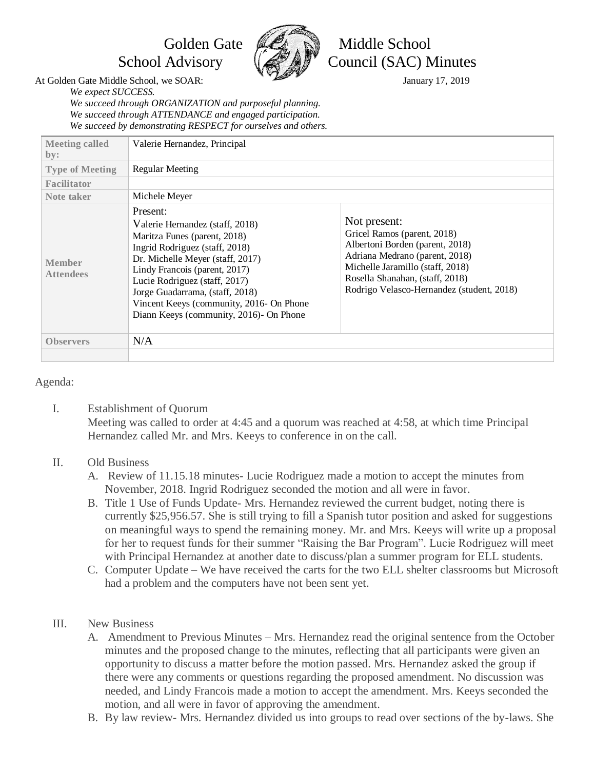# Golden Gate Middle School
# School Advisory Council (SAC) Minutes

At Golden Gate Middle School, we SOAR:

January 17, 2019

*We expect SUCCESS.*
*We succeed through ORGANIZATION and purposeful planning.*
*We succeed through ATTENDANCE and engaged participation.*
*We succeed by demonstrating RESPECT for ourselves and others.*

| Meeting called by: | Valerie Hernandez, Principal | |
|---|---|---|
| Type of Meeting | Regular Meeting | |
| Facilitator | | |
| Note taker | Michele Meyer | |
| Member Attendees | Present:<br>Valerie Hernandez (staff, 2018)<br>Maritza Funes (parent, 2018)<br>Ingrid Rodriguez (staff, 2018)<br>Dr. Michelle Meyer (staff, 2017)<br>Lindy Francois (parent, 2017)<br>Lucie Rodriguez (staff, 2017)<br>Jorge Guadarrama, (staff, 2018)<br>Vincent Keeys (community, 2016- On Phone<br>Diann Keeys (community, 2016)- On Phone | Not present:<br>Gricel Ramos (parent, 2018)<br>Albertoni Borden (parent, 2018)<br>Adriana Medrano (parent, 2018)<br>Michelle Jaramillo (staff, 2018)<br>Rosella Shanahan, (staff, 2018)<br>Rodrigo Velasco-Hernandez (student, 2018) |
| Observers | N/A | |
| | | |

Agenda:

I. Establishment of Quorum
Meeting was called to order at 4:45 and a quorum was reached at 4:58, at which time Principal Hernandez called Mr. and Mrs. Keeys to conference in on the call.

II. Old Business
   A. Review of 11.15.18 minutes- Lucie Rodriguez made a motion to accept the minutes from November, 2018. Ingrid Rodriguez seconded the motion and all were in favor.
   B. Title 1 Use of Funds Update- Mrs. Hernandez reviewed the current budget, noting there is currently $25,956.57. She is still trying to fill a Spanish tutor position and asked for suggestions on meaningful ways to spend the remaining money. Mr. and Mrs. Keeys will write up a proposal for her to request funds for their summer "Raising the Bar Program". Lucie Rodriguez will meet with Principal Hernandez at another date to discuss/plan a summer program for ELL students.
   C. Computer Update – We have received the carts for the two ELL shelter classrooms but Microsoft had a problem and the computers have not been sent yet.

III. New Business
   A. Amendment to Previous Minutes – Mrs. Hernandez read the original sentence from the October minutes and the proposed change to the minutes, reflecting that all participants were given an opportunity to discuss a matter before the motion passed. Mrs. Hernandez asked the group if there were any comments or questions regarding the proposed amendment. No discussion was needed, and Lindy Francois made a motion to accept the amendment. Mrs. Keeys seconded the motion, and all were in favor of approving the amendment.
   B. By law review- Mrs. Hernandez divided us into groups to read over sections of the by-laws. She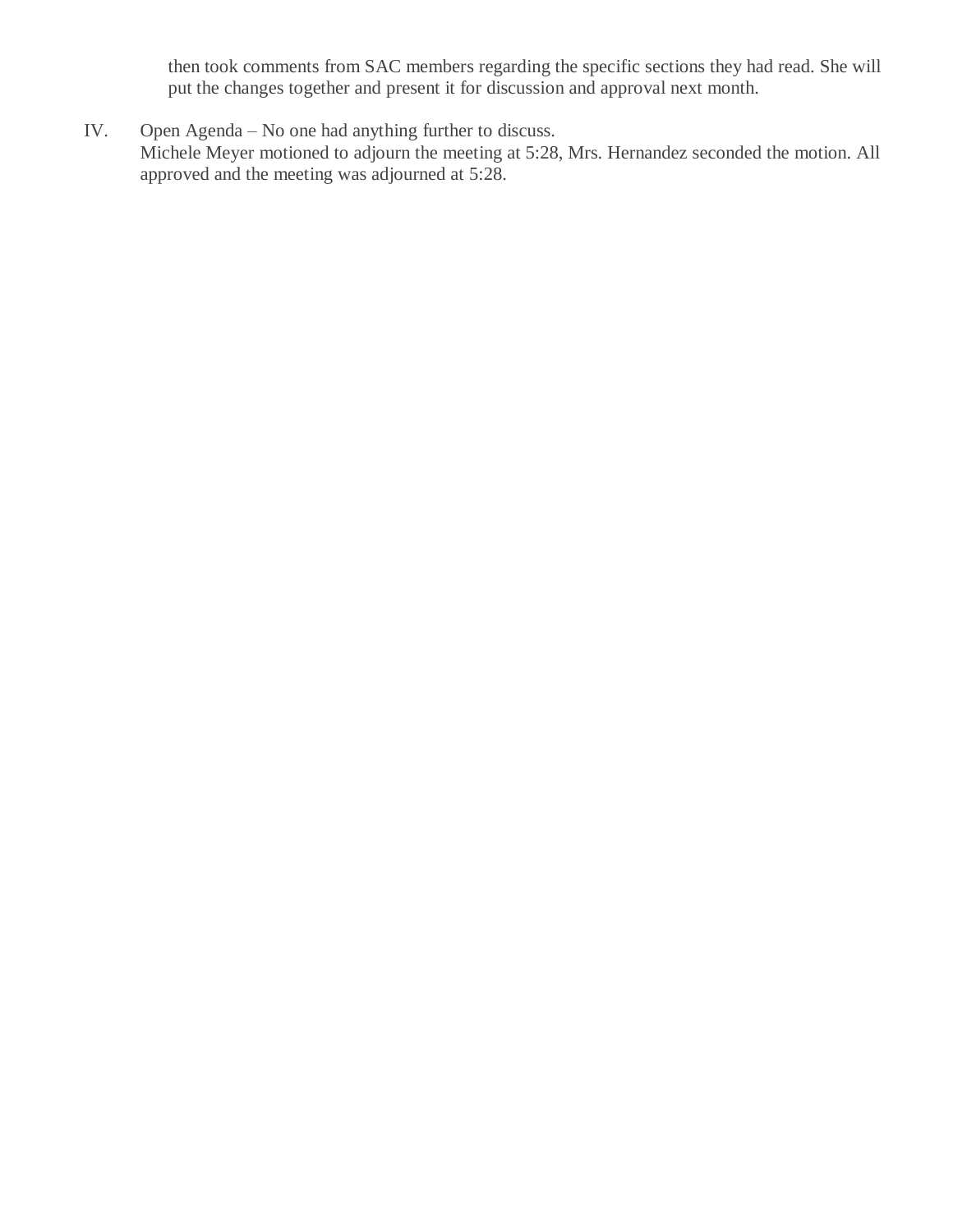then took comments from SAC members regarding the specific sections they had read. She will put the changes together and present it for discussion and approval next month.

IV. Open Agenda – No one had anything further to discuss.
Michele Meyer motioned to adjourn the meeting at 5:28, Mrs. Hernandez seconded the motion. All approved and the meeting was adjourned at 5:28.